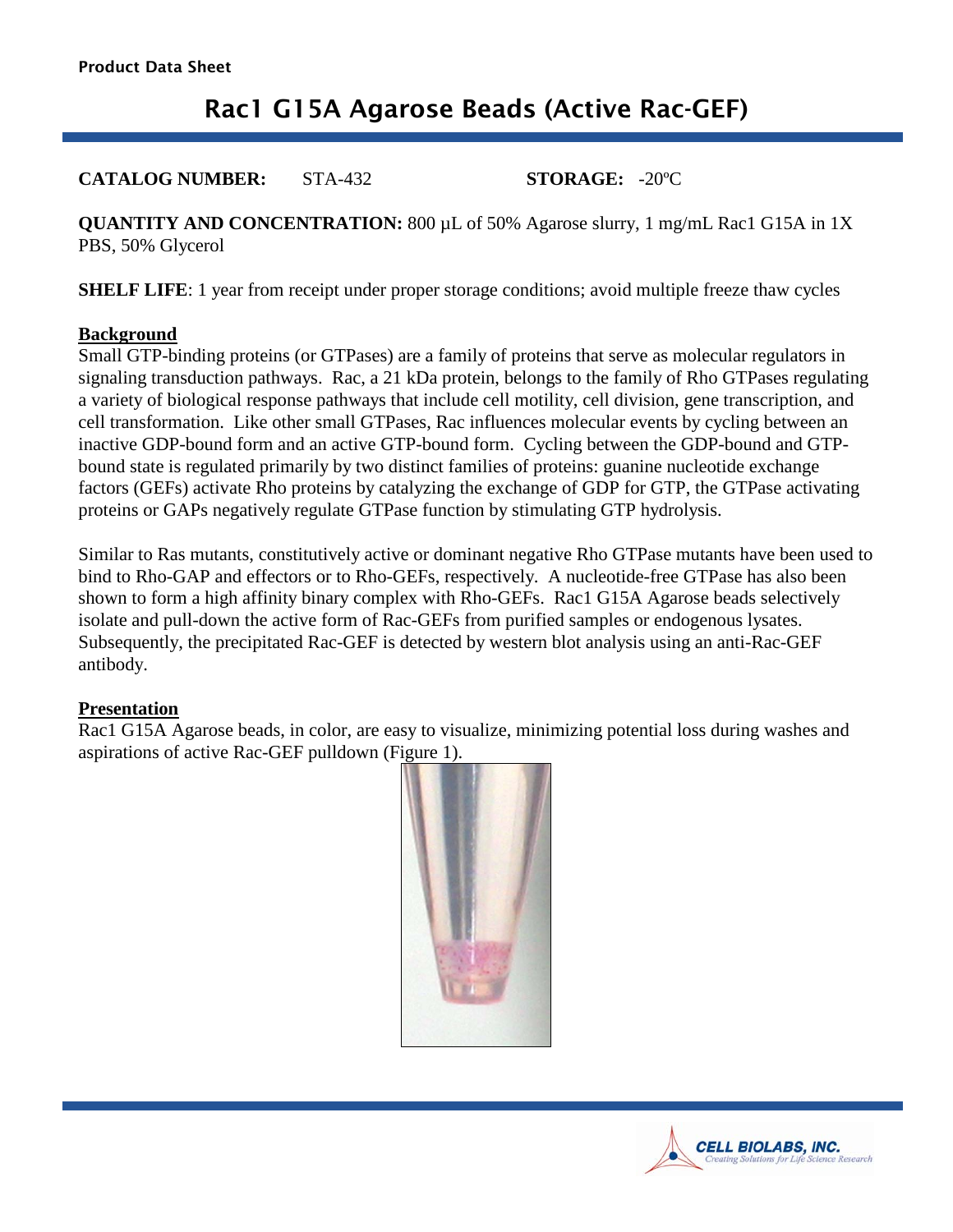**Product Data Sheet**

# Rac1 G15A Agarose Beads (Active Rac-GEF)

**CATALOG NUMBER:** STA-432 **STORAGE:** -20ºC

**QUANTITY AND CONCENTRATION:** 800 µL of 50% Agarose slurry, 1 mg/mL Rac1 G15A in 1X PBS, 50% Glycerol

**SHELF LIFE**: 1 year from receipt under proper storage conditions; avoid multiple freeze thaw cycles

## Background

Small GTP-binding proteins (or GTPases) are a family of proteins that serve as molecular regulators in signaling transduction pathways. Rac, a 21 kDa protein, belongs to the family of Rho GTPases regulating a variety of biological response pathways that include cell motility, cell division, gene transcription, and cell transformation. Like other small GTPases, Rac influences molecular events by cycling between an inactive GDP-bound form and an active GTP-bound form. Cycling between the GDP-bound and GTP-bound state is regulated primarily by two distinct families of proteins: guanine nucleotide exchange factors (GEFs) activate Rho proteins by catalyzing the exchange of GDP for GTP, the GTPase activating proteins or GAPs negatively regulate GTPase function by stimulating GTP hydrolysis.

Similar to Ras mutants, constitutively active or dominant negative Rho GTPase mutants have been used to bind to Rho-GAP and effectors or to Rho-GEFs, respectively. A nucleotide-free GTPase has also been shown to form a high affinity binary complex with Rho-GEFs. Rac1 G15A Agarose beads selectively isolate and pull-down the active form of Rac-GEFs from purified samples or endogenous lysates. Subsequently, the precipitated Rac-GEF is detected by western blot analysis using an anti-Rac-GEF antibody.

## Presentation

Rac1 G15A Agarose beads, in color, are easy to visualize, minimizing potential loss during washes and aspirations of active Rac-GEF pulldown (Figure 1).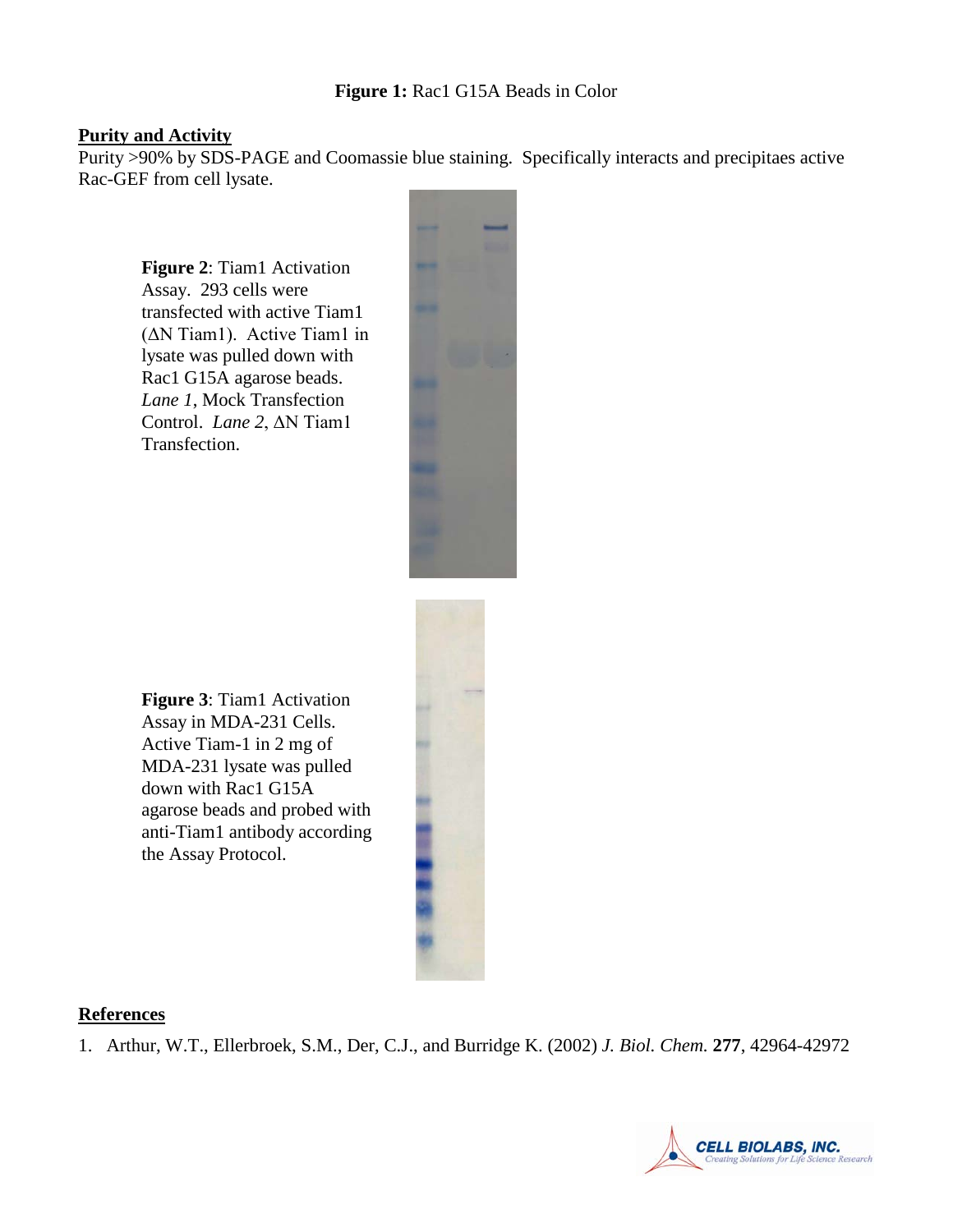**Figure 1:** Rac1 G15A Beads in Color

## Purity and Activity

Purity >90% by SDS-PAGE and Coomassie blue staining. Specifically interacts and precipitaes active Rac-GEF from cell lysate.

**Figure 2**: Tiam1 Activation Assay. 293 cells were transfected with active Tiam1 (ΔN Tiam1). Active Tiam1 in lysate was pulled down with Rac1 G15A agarose beads. *Lane 1*, Mock Transfection Control. *Lane 2*, ΔN Tiam1 Transfection.

**Figure 3**: Tiam1 Activation Assay in MDA-231 Cells. Active Tiam-1 in 2 mg of MDA-231 lysate was pulled down with Rac1 G15A agarose beads and probed with anti-Tiam1 antibody according the Assay Protocol.

## References

1. Arthur, W.T., Ellerbroek, S.M., Der, C.J., and Burridge K. (2002) *J. Biol. Chem.* **277**, 42964-42972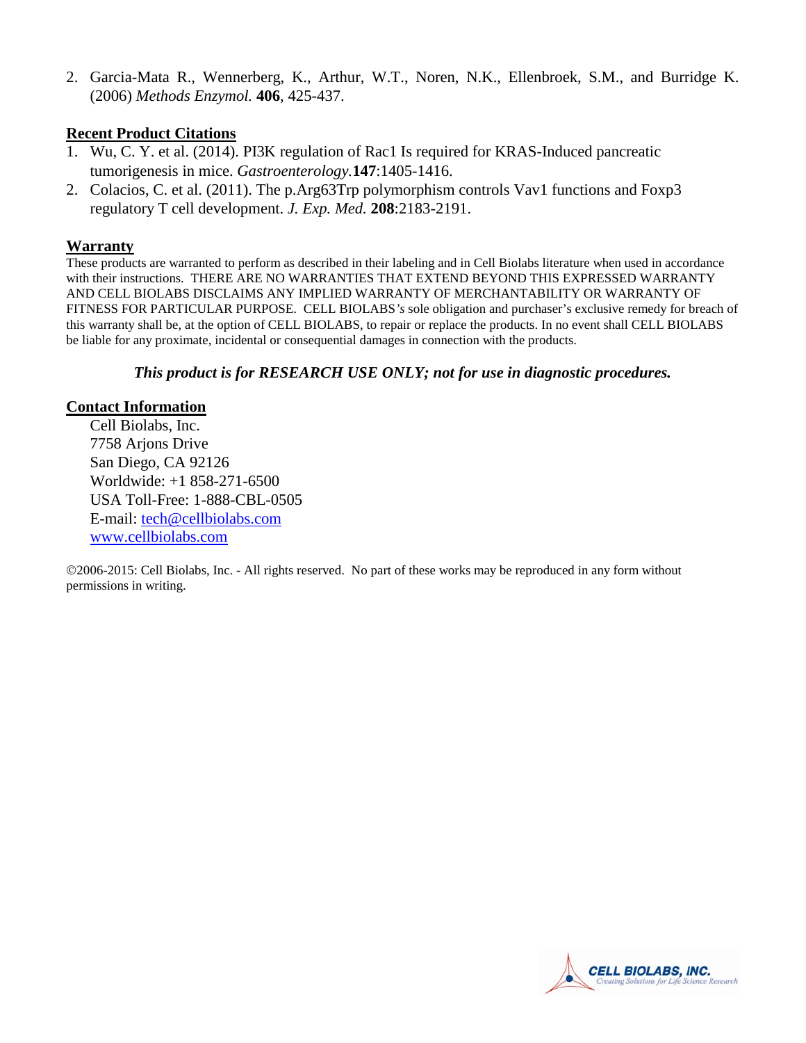2. Garcia-Mata R., Wennerberg, K., Arthur, W.T., Noren, N.K., Ellenbroek, S.M., and Burridge K. (2006) *Methods Enzymol.* **406**, 425-437.

## Recent Product Citations

1. Wu, C. Y. et al. (2014). PI3K regulation of Rac1 Is required for KRAS-Induced pancreatic tumorigenesis in mice. *Gastroenterology*.**147**:1405-1416.
2. Colacios, C. et al. (2011). The p.Arg63Trp polymorphism controls Vav1 functions and Foxp3 regulatory T cell development. *J. Exp. Med.* **208**:2183-2191.

## Warranty

These products are warranted to perform as described in their labeling and in Cell Biolabs literature when used in accordance with their instructions. THERE ARE NO WARRANTIES THAT EXTEND BEYOND THIS EXPRESSED WARRANTY AND CELL BIOLABS DISCLAIMS ANY IMPLIED WARRANTY OF MERCHANTABILITY OR WARRANTY OF FITNESS FOR PARTICULAR PURPOSE. CELL BIOLABS's sole obligation and purchaser's exclusive remedy for breach of this warranty shall be, at the option of CELL BIOLABS, to repair or replace the products. In no event shall CELL BIOLABS be liable for any proximate, incidental or consequential damages in connection with the products.

***This product is for RESEARCH USE ONLY; not for use in diagnostic procedures.***

## Contact Information

Cell Biolabs, Inc.
7758 Arjons Drive
San Diego, CA 92126
Worldwide: +1 858-271-6500
USA Toll-Free: 1-888-CBL-0505
E-mail: tech@cellbiolabs.com
www.cellbiolabs.com

©2006-2015: Cell Biolabs, Inc. - All rights reserved. No part of these works may be reproduced in any form without permissions in writing.